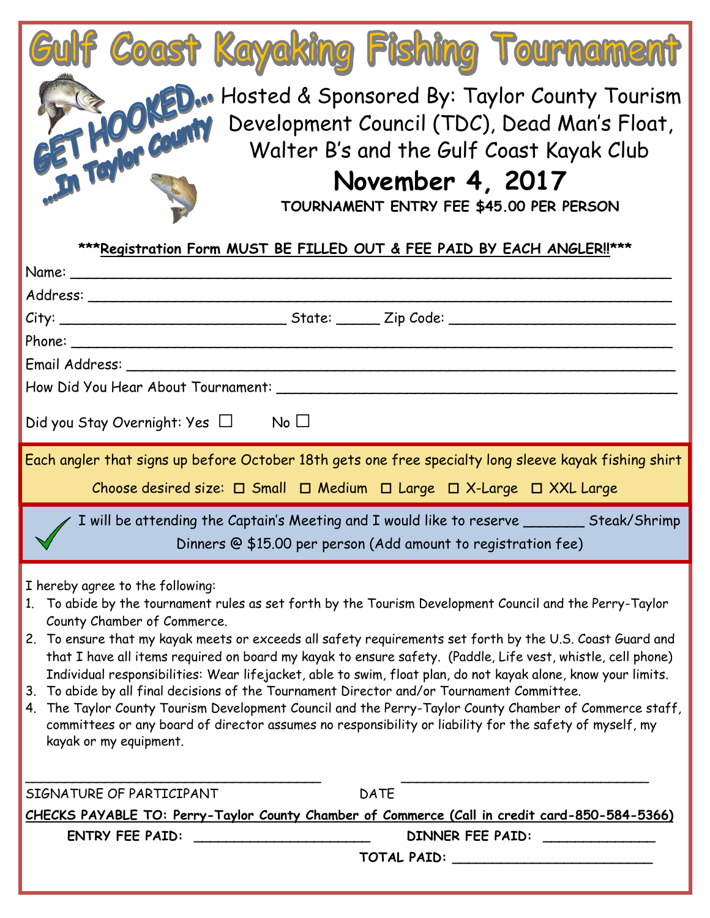# Gulf Coast Kayaking Fishing Tournament

GET HOOKED... ...In Taylor County

Hosted & Sponsored By: Taylor County Tourism Development Council (TDC), Dead Man's Float, Walter B's and the Gulf Coast Kayak Club

## November 4, 2017

**TOURNAMENT ENTRY FEE $45.00 PER PERSON**

**\*\*\*Registration Form MUST BE FILLED OUT & FEE PAID BY EACH ANGLER!!\*\*\***

Name: ___________________________________________________________________________

Address: _________________________________________________________________________

City: ____________________________ State: _____ Zip Code: ____________________________

Phone: __________________________________________________________________________

Email Address: ____________________________________________________________________

How Did You Hear About Tournament: _______________________________________________

Did you Stay Overnight: Yes ☐ No ☐

Each angler that signs up before October 18th gets one free specialty long sleeve kayak fishing shirt

Choose desired size: ☐ Small ☐ Medium ☐ Large ☐ X-Large ☐ XXL Large

✓ I will be attending the Captain's Meeting and I would like to reserve _______ Steak/Shrimp Dinners @ $15.00 per person (Add amount to registration fee)

I hereby agree to the following:

1. To abide by the tournament rules as set forth by the Tourism Development Council and the Perry-Taylor County Chamber of Commerce.
2. To ensure that my kayak meets or exceeds all safety requirements set forth by the U.S. Coast Guard and that I have all items required on board my kayak to ensure safety. (Paddle, Life vest, whistle, cell phone) Individual responsibilities: Wear lifejacket, able to swim, float plan, do not kayak alone, know your limits.
3. To abide by all final decisions of the Tournament Director and/or Tournament Committee.
4. The Taylor County Tourism Development Council and the Perry-Taylor County Chamber of Commerce staff, committees or any board of director assumes no responsibility or liability for the safety of myself, my kayak or my equipment.

_____________________________________ _______________________________

SIGNATURE OF PARTICIPANT DATE

**CHECKS PAYABLE TO: Perry-Taylor County Chamber of Commerce (Call in credit card-850-584-5366)**

**ENTRY FEE PAID:** ______________________ **DINNER FEE PAID:** ______________

**TOTAL PAID:** _________________________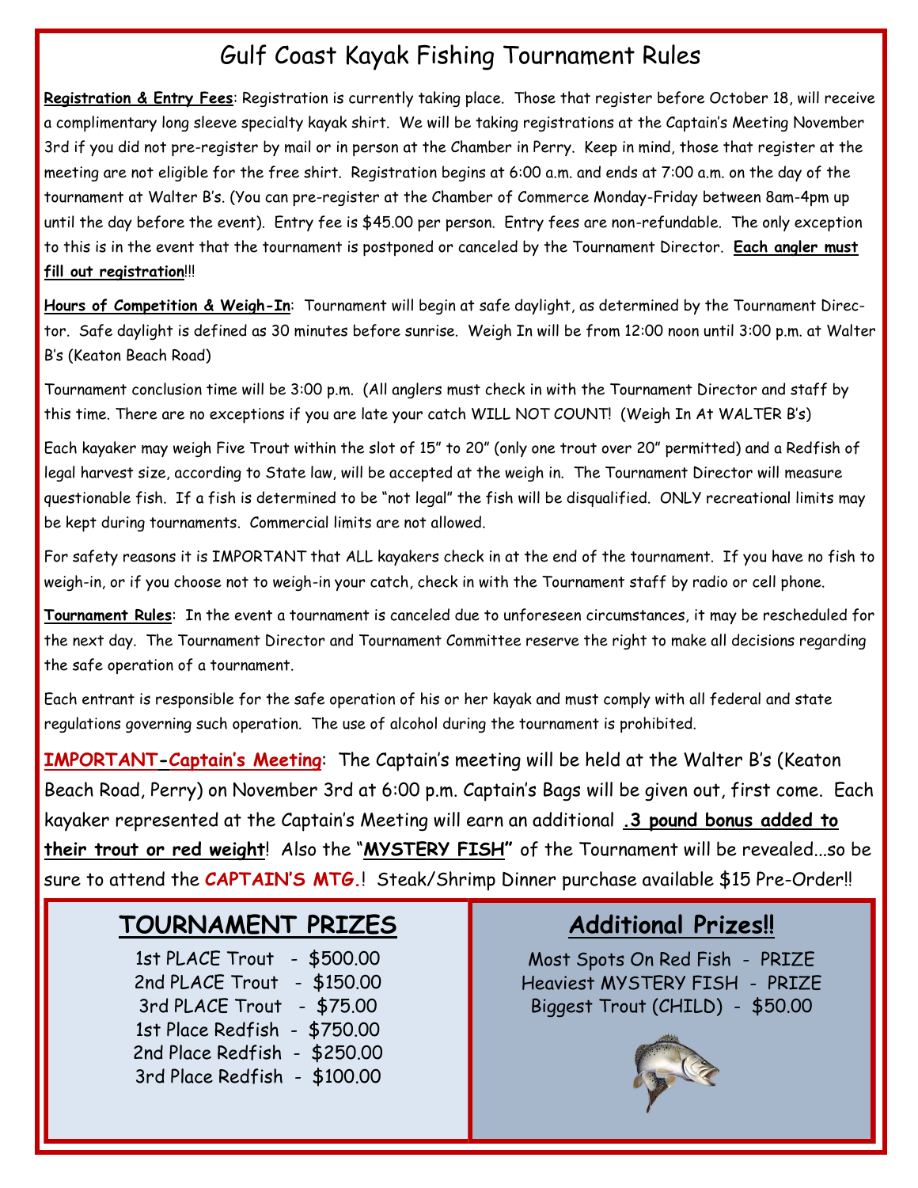# Gulf Coast Kayak Fishing Tournament Rules

**Registration & Entry Fees**: Registration is currently taking place. Those that register before October 18, will receive a complimentary long sleeve specialty kayak shirt. We will be taking registrations at the Captain's Meeting November 3rd if you did not pre-register by mail or in person at the Chamber in Perry. Keep in mind, those that register at the meeting are not eligible for the free shirt. Registration begins at 6:00 a.m. and ends at 7:00 a.m. on the day of the tournament at Walter B's. (You can pre-register at the Chamber of Commerce Monday-Friday between 8am-4pm up until the day before the event). Entry fee is $45.00 per person. Entry fees are non-refundable. The only exception to this is in the event that the tournament is postponed or canceled by the Tournament Director. **Each angler must fill out registration**!!!

**Hours of Competition & Weigh-In**: Tournament will begin at safe daylight, as determined by the Tournament Director. Safe daylight is defined as 30 minutes before sunrise. Weigh In will be from 12:00 noon until 3:00 p.m. at Walter B's (Keaton Beach Road)

Tournament conclusion time will be 3:00 p.m. (All anglers must check in with the Tournament Director and staff by this time. There are no exceptions if you are late your catch WILL NOT COUNT! (Weigh In At WALTER B's)

Each kayaker may weigh Five Trout within the slot of 15" to 20" (only one trout over 20" permitted) and a Redfish of legal harvest size, according to State law, will be accepted at the weigh in. The Tournament Director will measure questionable fish. If a fish is determined to be "not legal" the fish will be disqualified. ONLY recreational limits may be kept during tournaments. Commercial limits are not allowed.

For safety reasons it is IMPORTANT that ALL kayakers check in at the end of the tournament. If you have no fish to weigh-in, or if you choose not to weigh-in your catch, check in with the Tournament staff by radio or cell phone.

**Tournament Rules**: In the event a tournament is canceled due to unforeseen circumstances, it may be rescheduled for the next day. The Tournament Director and Tournament Committee reserve the right to make all decisions regarding the safe operation of a tournament.

Each entrant is responsible for the safe operation of his or her kayak and must comply with all federal and state regulations governing such operation. The use of alcohol during the tournament is prohibited.

**IMPORTANT-Captain's Meeting**: The Captain's meeting will be held at the Walter B's (Keaton Beach Road, Perry) on November 3rd at 6:00 p.m. Captain's Bags will be given out, first come. Each kayaker represented at the Captain's Meeting will earn an additional **.3 pound bonus added to their trout or red weight**! Also the "**MYSTERY FISH**" of the Tournament will be revealed...so be sure to attend the **CAPTAIN'S MTG.**! Steak/Shrimp Dinner purchase available $15 Pre-Order!!

## TOURNAMENT PRIZES

1st PLACE Trout - $500.00
2nd PLACE Trout - $150.00
3rd PLACE Trout - $75.00
1st Place Redfish - $750.00
2nd Place Redfish - $250.00
3rd Place Redfish - $100.00

## Additional Prizes!!

Most Spots On Red Fish - PRIZE
Heaviest MYSTERY FISH - PRIZE
Biggest Trout (CHILD) - $50.00